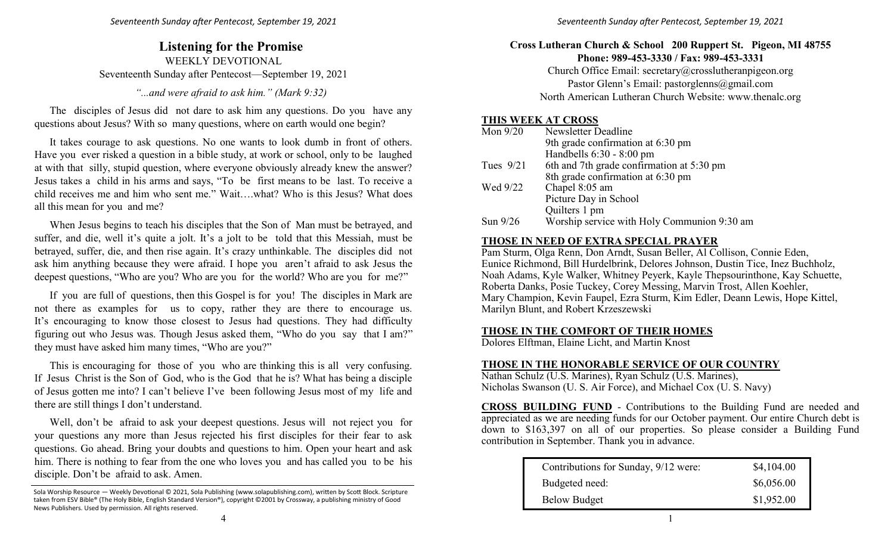# Listening for the Promise

WEEKLY DEVOTIONAL

Seventeenth Sunday after Pentecost—September 19, 2021

*"...and were afraid to ask him." (Mark 9:32)*

The disciples of Jesus did not dare to ask him any questions. Do you have any questions about Jesus? With so many questions, where on earth would one begin?

It takes courage to ask questions. No one wants to look dumb in front of others. Have you ever risked a question in a bible study, at work or school, only to be laughed at with that silly, stupid question, where everyone obviously already knew the answer? Jesus takes a child in his arms and says, "To be first means to be last. To receive a child receives me and him who sent me." Wait….what? Who is this Jesus? What does all this mean for you and me?

When Jesus begins to teach his disciples that the Son of Man must be betrayed, and suffer, and die, well it's quite a jolt. It's a jolt to be told that this Messiah, must be betrayed, suffer, die, and then rise again. It's crazy unthinkable. The disciples did not ask him anything because they were afraid. I hope you aren't afraid to ask Jesus the deepest questions, "Who are you? Who are you for the world? Who are you for me?"

If you are full of questions, then this Gospel is for you! The disciples in Mark are not there as examples for us to copy, rather they are there to encourage us. It's encouraging to know those closest to Jesus had questions. They had difficulty figuring out who Jesus was. Though Jesus asked them, "Who do you say that I am?" they must have asked him many times, "Who are you?"

This is encouraging for those of you who are thinking this is all very confusing. If Jesus Christ is the Son of God, who is the God that he is? What has being a disciple of Jesus gotten me into? I can't believe I've been following Jesus most of my life and there are still things I don't understand.

Well, don't be afraid to ask your deepest questions. Jesus will not reject you for your questions any more than Jesus rejected his first disciples for their fear to ask questions. Go ahead. Bring your doubts and questions to him. Open your heart and ask him. There is nothing to fear from the one who loves you and has called you to be his disciple. Don't be afraid to ask. Amen.

Sola Worship Resource — Weekly Devotional © 2021, Sola Publishing (www.solapublishing.com), written by Scott Block. Scripture taken from ESV Bible® (The Holy Bible, English Standard Version®), copyright ©2001 by Crossway, a publishing ministry of Good News Publishers. Used by permission. All rights reserved.

**Cross Lutheran Church & School 200 Ruppert St. Pigeon, MI 48755**
**Phone: 989-453-3330 / Fax: 989-453-3331**

Church Office Email: secretary@crosslutheranpigeon.org
Pastor Glenn's Email: pastorglenns@gmail.com
North American Lutheran Church Website: www.thenalc.org

## THIS WEEK AT CROSS

| | |
|---|---|
| Mon 9/20 | Newsletter Deadline |
| | 9th grade confirmation at 6:30 pm |
| | Handbells 6:30 - 8:00 pm |
| Tues 9/21 | 6th and 7th grade confirmation at 5:30 pm |
| | 8th grade confirmation at 6:30 pm |
| Wed 9/22 | Chapel 8:05 am |
| | Picture Day in School |
| | Quilters 1 pm |
| Sun 9/26 | Worship service with Holy Communion 9:30 am |

## THOSE IN NEED OF EXTRA SPECIAL PRAYER

Pam Sturm, Olga Renn, Don Arndt, Susan Beller, Al Collison, Connie Eden, Eunice Richmond, Bill Hurdelbrink, Delores Johnson, Dustin Tice, Inez Buchholz, Noah Adams, Kyle Walker, Whitney Peyerk, Kayle Thepsourinthone, Kay Schuette, Roberta Danks, Posie Tuckey, Corey Messing, Marvin Trost, Allen Koehler, Mary Champion, Kevin Faupel, Ezra Sturm, Kim Edler, Deann Lewis, Hope Kittel, Marilyn Blunt, and Robert Krzeszewski

## THOSE IN THE COMFORT OF THEIR HOMES

Dolores Elftman, Elaine Licht, and Martin Knost

## THOSE IN THE HONORABLE SERVICE OF OUR COUNTRY

Nathan Schulz (U.S. Marines), Ryan Schulz (U.S. Marines), Nicholas Swanson (U. S. Air Force), and Michael Cox (U. S. Navy)

**CROSS BUILDING FUND** - Contributions to the Building Fund are needed and appreciated as we are needing funds for our October payment. Our entire Church debt is down to $163,397 on all of our properties. So please consider a Building Fund contribution in September. Thank you in advance.

| | |
|---|---|
| Contributions for Sunday, 9/12 were: | $4,104.00 |
| Budgeted need: | $6,056.00 |
| Below Budget | $1,952.00 |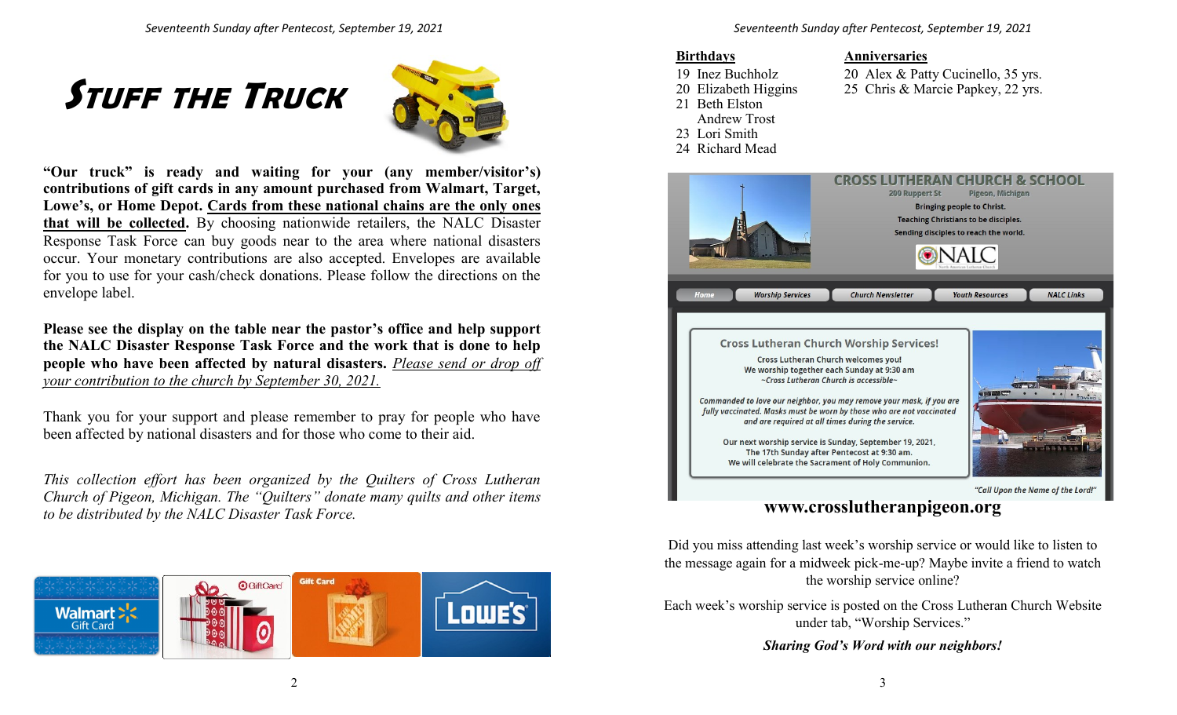# Stuff the Truck

**"Our truck" is ready and waiting for your (any member/visitor's) contributions of gift cards in any amount purchased from Walmart, Target, Lowe's, or Home Depot. Cards from these national chains are the only ones that will be collected.** By choosing nationwide retailers, the NALC Disaster Response Task Force can buy goods near to the area where national disasters occur. Your monetary contributions are also accepted. Envelopes are available for you to use for your cash/check donations. Please follow the directions on the envelope label.

**Please see the display on the table near the pastor's office and help support the NALC Disaster Response Task Force and the work that is done to help people who have been affected by natural disasters.** *Please send or drop off your contribution to the church by September 30, 2021.*

Thank you for your support and please remember to pray for people who have been affected by national disasters and for those who come to their aid.

*This collection effort has been organized by the Quilters of Cross Lutheran Church of Pigeon, Michigan. The "Quilters" donate many quilts and other items to be distributed by the NALC Disaster Task Force.*

**Birthdays**

19 Inez Buchholz
20 Elizabeth Higgins
21 Beth Elston
Andrew Trost
23 Lori Smith
24 Richard Mead

**Anniversaries**

20 Alex & Patty Cucinello, 35 yrs.
25 Chris & Marcie Papkey, 22 yrs.

**www.crosslutheranpigeon.org**

Did you miss attending last week's worship service or would like to listen to the message again for a midweek pick-me-up? Maybe invite a friend to watch the worship service online?

Each week's worship service is posted on the Cross Lutheran Church Website under tab, "Worship Services."

***Sharing God's Word with our neighbors!***